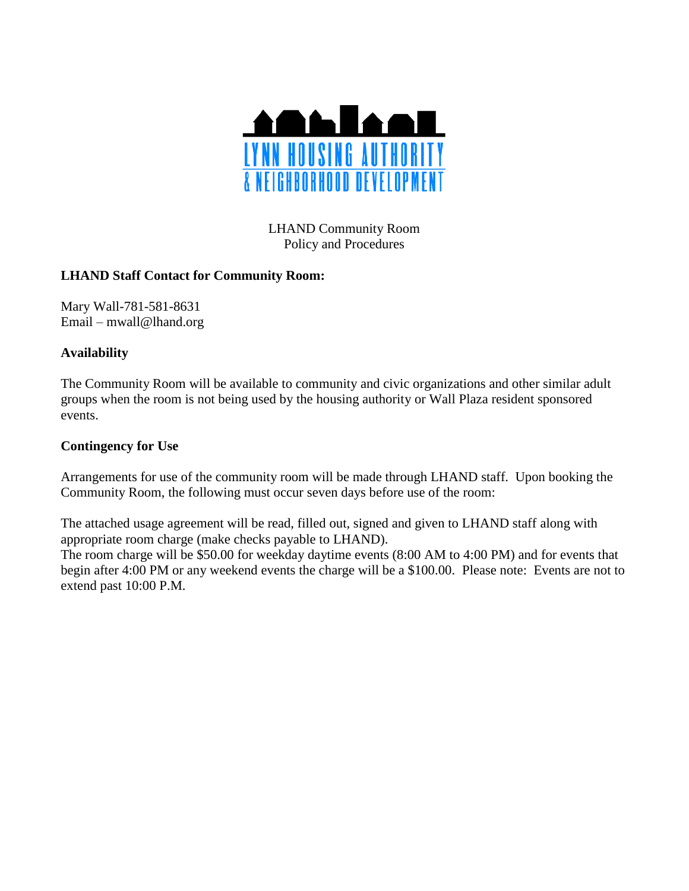LYNN HOUSING AUTHORITY
& NEIGHBORHOOD DEVELOPMENT

LHAND Community Room
Policy and Procedures

**LHAND Staff Contact for Community Room:**

Mary Wall-781-581-8631
Email – mwall@lhand.org

**Availability**

The Community Room will be available to community and civic organizations and other similar adult groups when the room is not being used by the housing authority or Wall Plaza resident sponsored events.

**Contingency for Use**

Arrangements for use of the community room will be made through LHAND staff. Upon booking the Community Room, the following must occur seven days before use of the room:

The attached usage agreement will be read, filled out, signed and given to LHAND staff along with appropriate room charge (make checks payable to LHAND).
The room charge will be $50.00 for weekday daytime events (8:00 AM to 4:00 PM) and for events that begin after 4:00 PM or any weekend events the charge will be a $100.00. Please note: Events are not to extend past 10:00 P.M.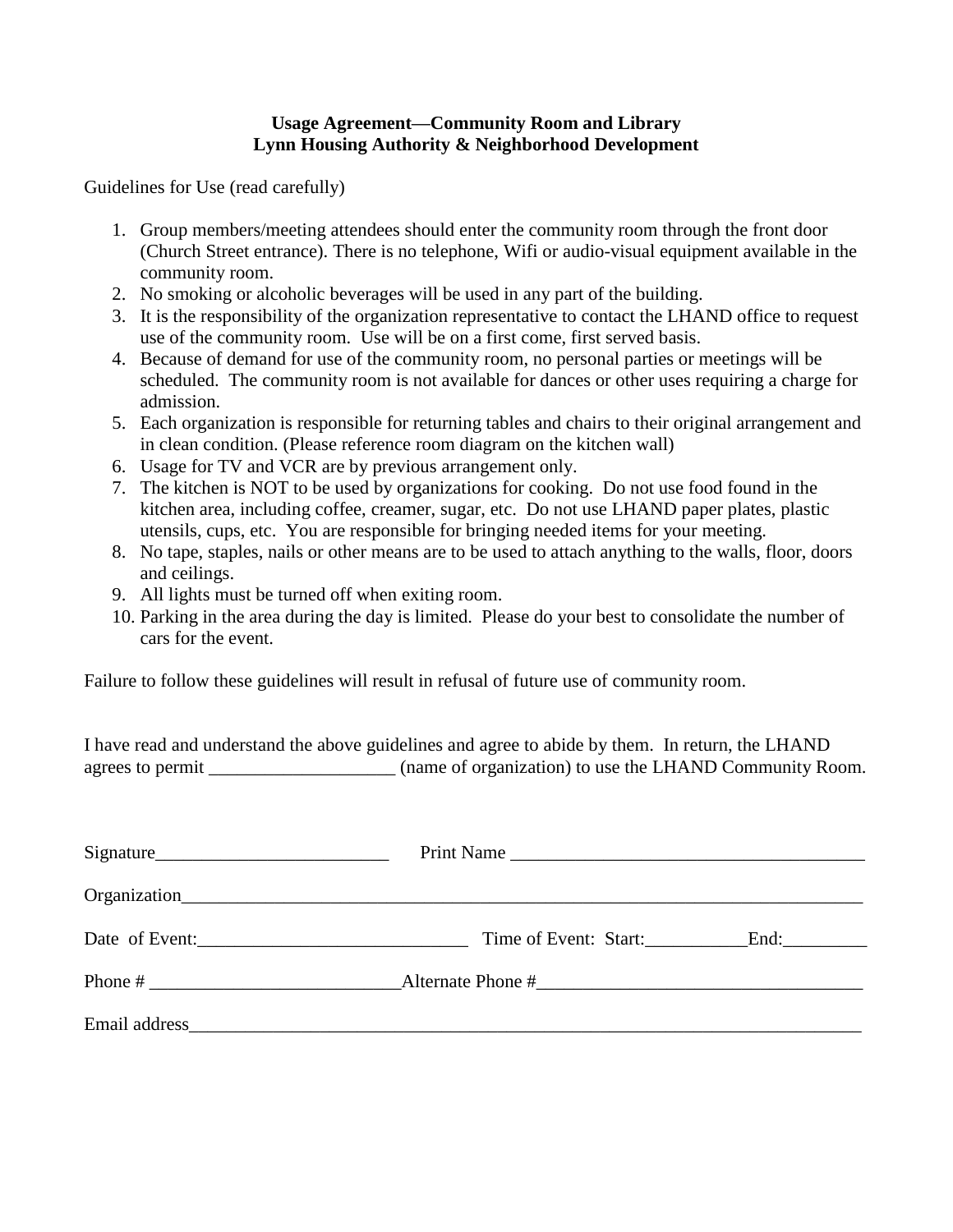**Usage Agreement—Community Room and Library**
**Lynn Housing Authority & Neighborhood Development**

Guidelines for Use (read carefully)

1. Group members/meeting attendees should enter the community room through the front door (Church Street entrance). There is no telephone, Wifi or audio-visual equipment available in the community room.
2. No smoking or alcoholic beverages will be used in any part of the building.
3. It is the responsibility of the organization representative to contact the LHAND office to request use of the community room. Use will be on a first come, first served basis.
4. Because of demand for use of the community room, no personal parties or meetings will be scheduled. The community room is not available for dances or other uses requiring a charge for admission.
5. Each organization is responsible for returning tables and chairs to their original arrangement and in clean condition. (Please reference room diagram on the kitchen wall)
6. Usage for TV and VCR are by previous arrangement only.
7. The kitchen is NOT to be used by organizations for cooking. Do not use food found in the kitchen area, including coffee, creamer, sugar, etc. Do not use LHAND paper plates, plastic utensils, cups, etc. You are responsible for bringing needed items for your meeting.
8. No tape, staples, nails or other means are to be used to attach anything to the walls, floor, doors and ceilings.
9. All lights must be turned off when exiting room.
10. Parking in the area during the day is limited. Please do your best to consolidate the number of cars for the event.

Failure to follow these guidelines will result in refusal of future use of community room.

I have read and understand the above guidelines and agree to abide by them. In return, the LHAND agrees to permit ____________________ (name of organization) to use the LHAND Community Room.

Signature_________________________ Print Name ______________________________________

Organization___________________________________________________________________________

Date of Event:_____________________________ Time of Event: Start:___________End:_________

Phone # __________________________Alternate Phone #___________________________________

Email address___________________________________________________________________________